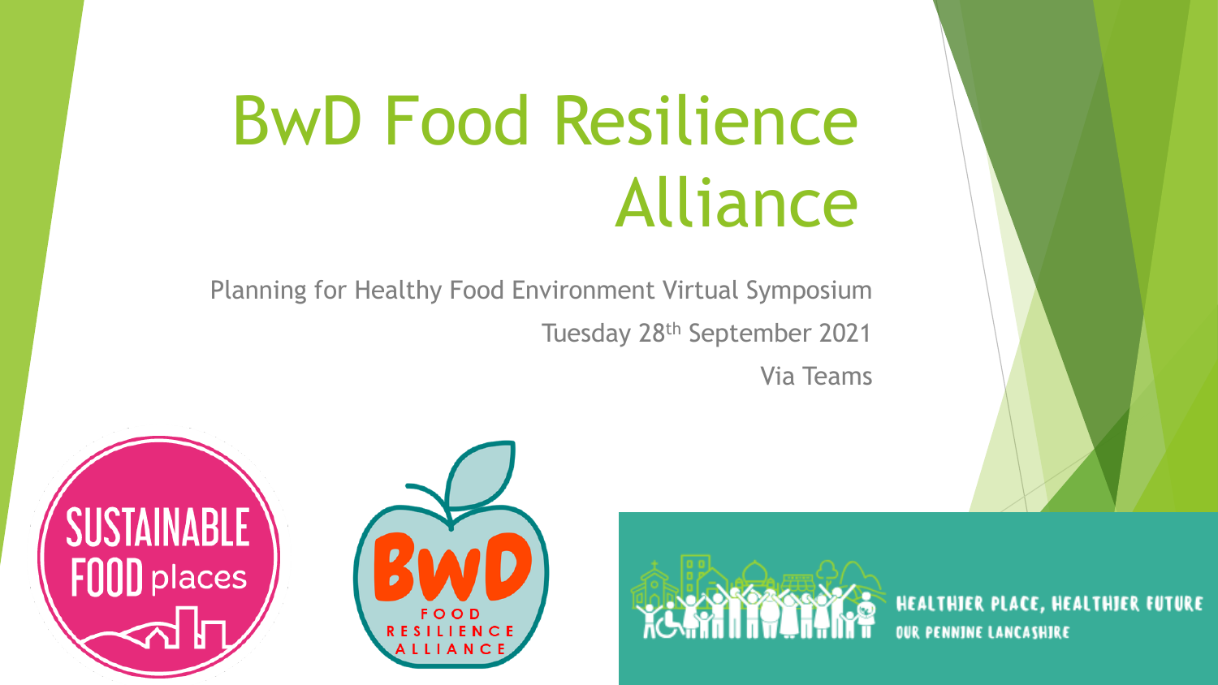# BwD Food Resilience Alliance

Planning for Healthy Food Environment Virtual Symposium

Tuesday 28th September 2021

Via Teams

SUSTAINABLE FOOD places

BwD FOOD RESILIENCE ALLIANCE

HEALTHIER PLACE, HEALTHIER FUTURE
OUR PENNINE LANCASHIRE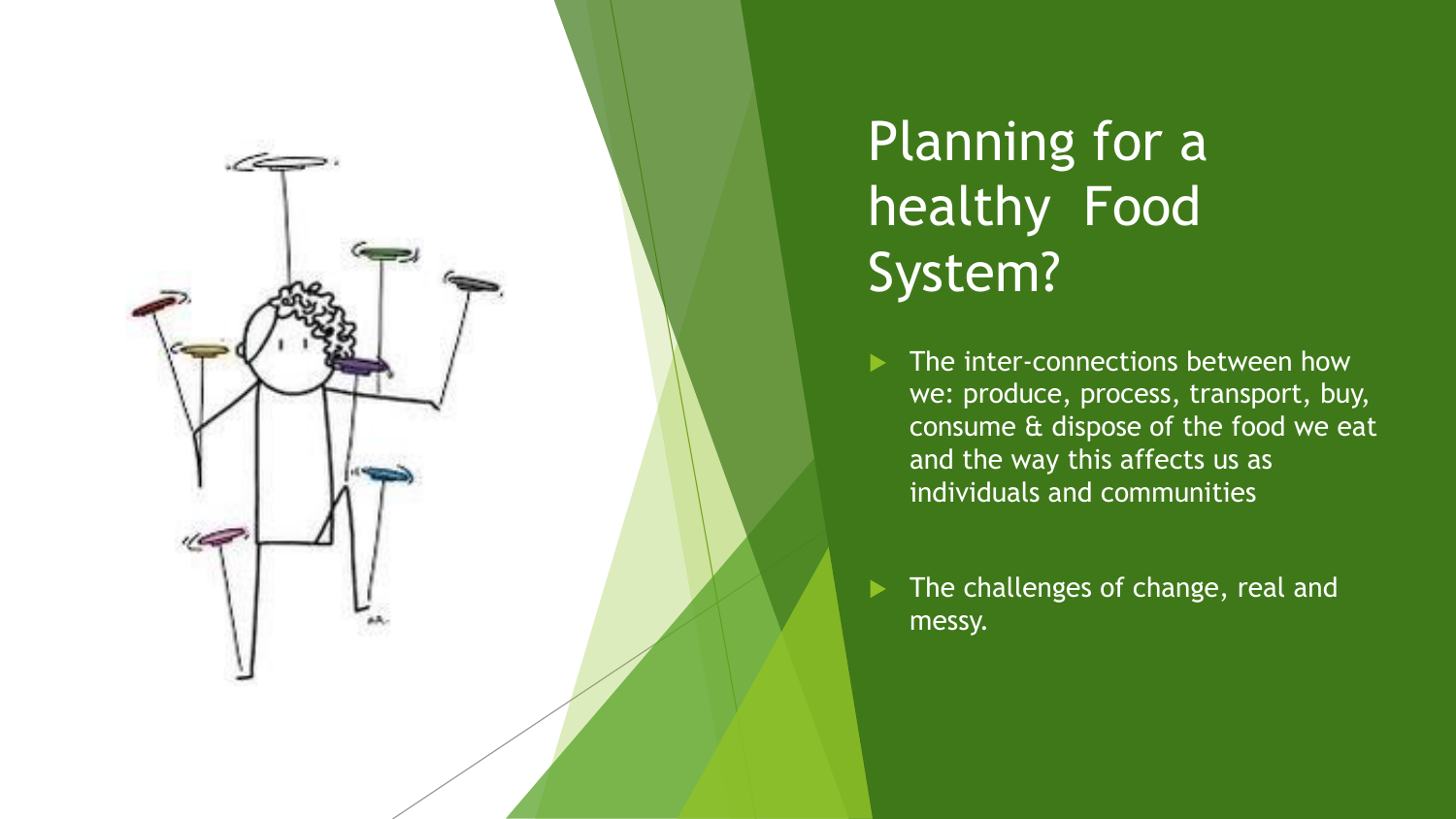# Planning for a healthy Food System?

- The inter-connections between how we: produce, process, transport, buy, consume & dispose of the food we eat and the way this affects us as individuals and communities
- The challenges of change, real and messy.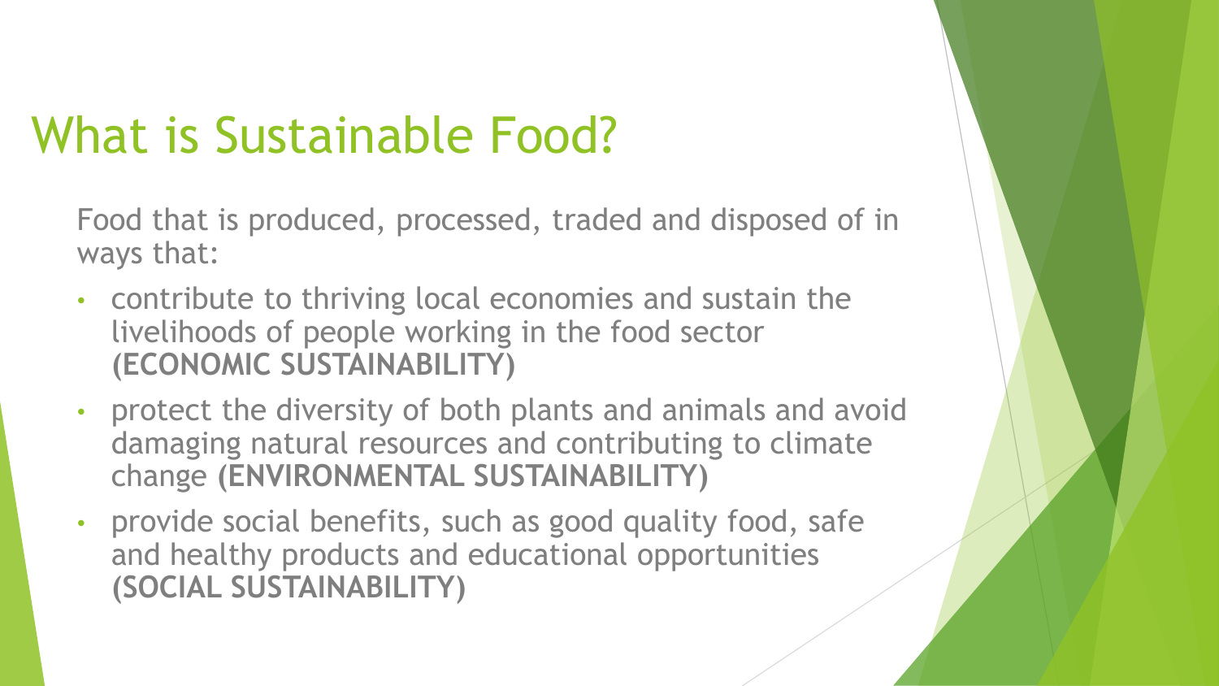# What is Sustainable Food?

Food that is produced, processed, traded and disposed of in ways that:

- contribute to thriving local economies and sustain the livelihoods of people working in the food sector **(ECONOMIC SUSTAINABILITY)**
- protect the diversity of both plants and animals and avoid damaging natural resources and contributing to climate change **(ENVIRONMENTAL SUSTAINABILITY)**
- provide social benefits, such as good quality food, safe and healthy products and educational opportunities **(SOCIAL SUSTAINABILITY)**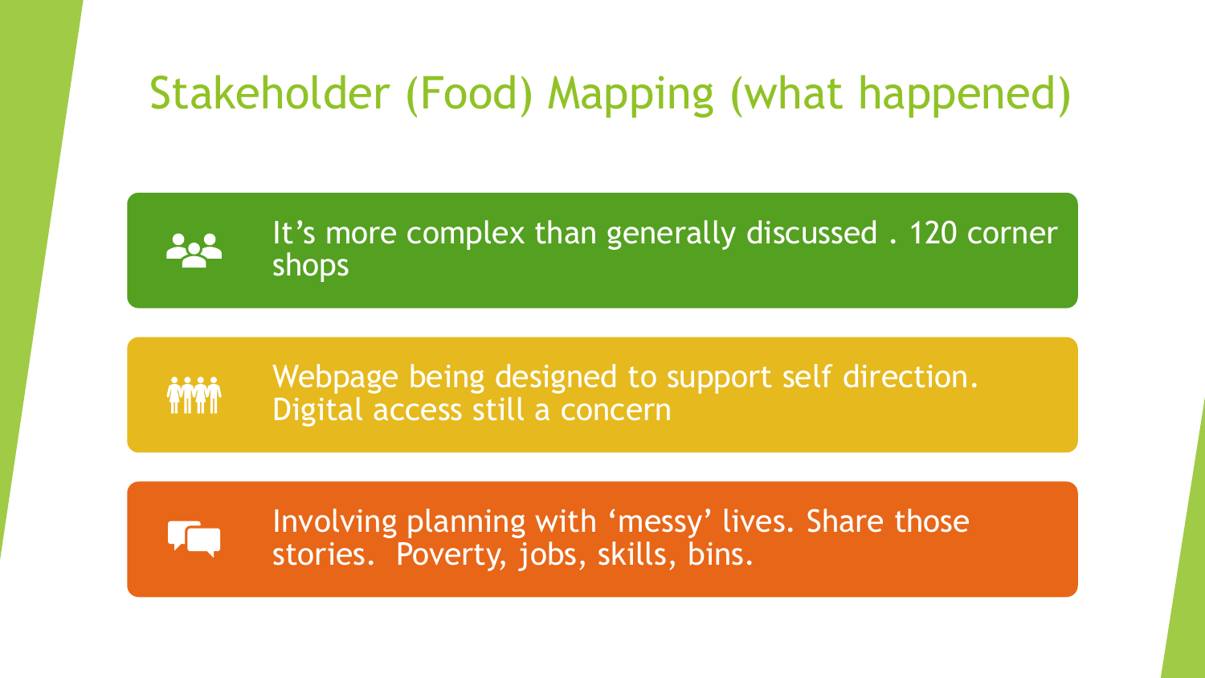# Stakeholder (Food) Mapping (what happened)

- It's more complex than generally discussed . 120 corner shops
- Webpage being designed to support self direction. Digital access still a concern
- Involving planning with 'messy' lives. Share those stories. Poverty, jobs, skills, bins.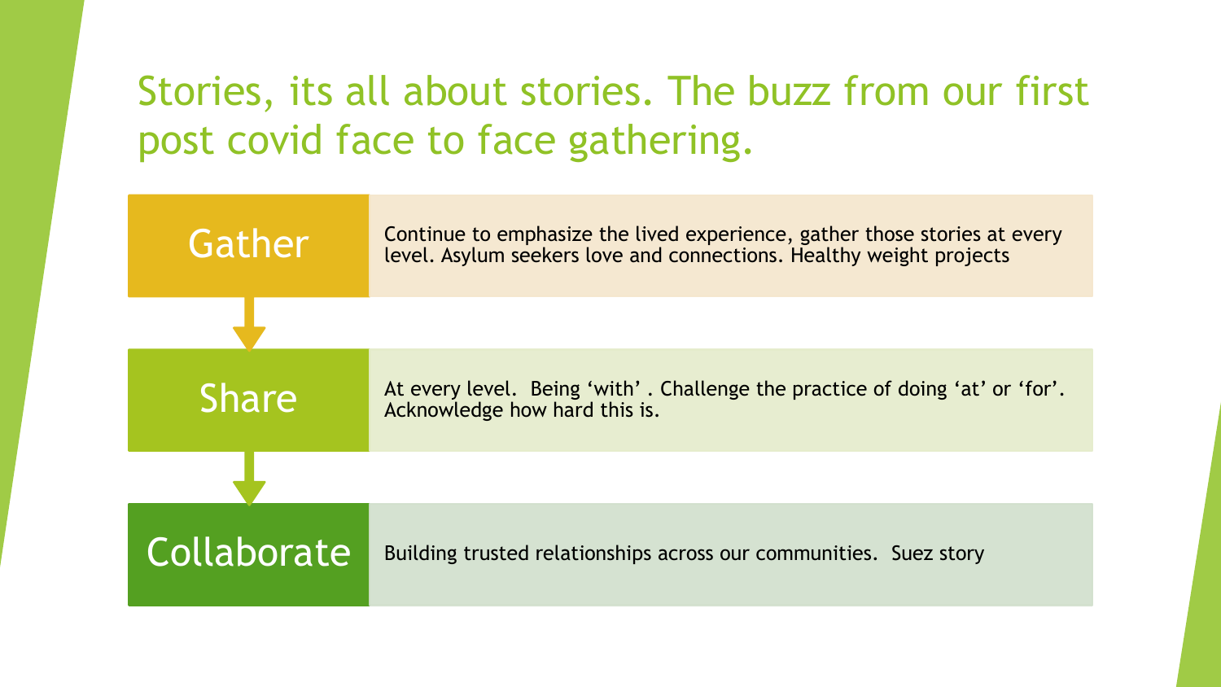# Stories, its all about stories. The buzz from our first post covid face to face gathering.

## Gather

Continue to emphasize the lived experience, gather those stories at every level. Asylum seekers love and connections. Healthy weight projects

## Share

At every level. Being 'with' . Challenge the practice of doing 'at' or 'for'. Acknowledge how hard this is.

## Collaborate

Building trusted relationships across our communities. Suez story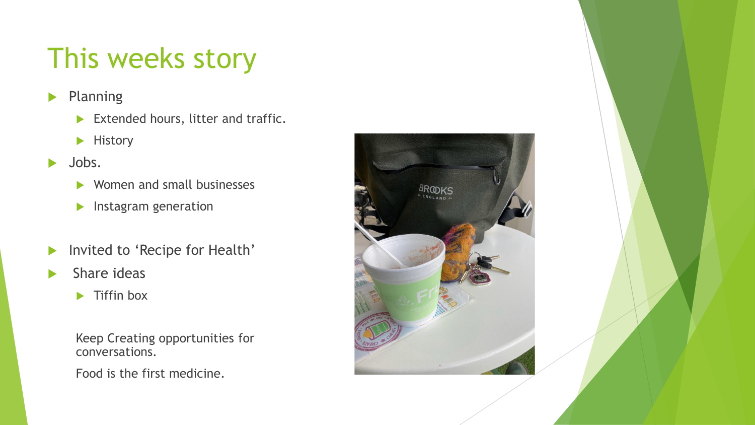# This weeks story

- Planning
  - Extended hours, litter and traffic.
  - History
- Jobs.
  - Women and small businesses
  - Instagram generation
- Invited to 'Recipe for Health'
- Share ideas
  - Tiffin box

Keep Creating opportunities for conversations.

Food is the first medicine.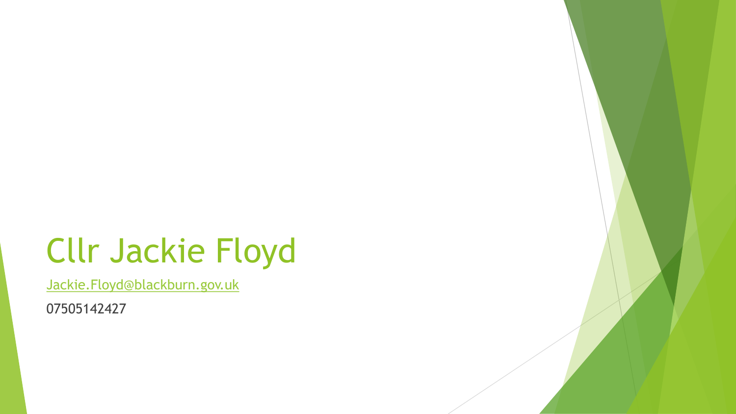# Cllr Jackie Floyd

[Jackie.Floyd@blackburn.gov.uk](mailto:Jackie.Floyd@blackburn.gov.uk)

07505142427